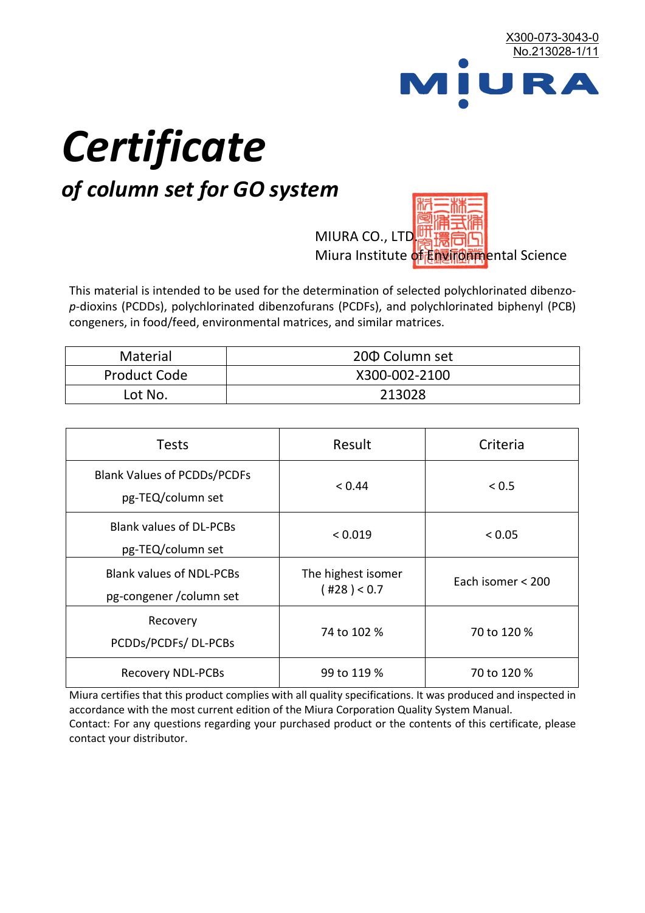X300-073-3043-0
No.213028-1/11

MIURA

# *Certificate*

## *of column set for GO system*

MIURA CO., LTD.
Miura Institute of Environmental Science

This material is intended to be used for the determination of selected polychlorinated dibenzo-*p*-dioxins (PCDDs), polychlorinated dibenzofurans (PCDFs), and polychlorinated biphenyl (PCB) congeners, in food/feed, environmental matrices, and similar matrices.

| Material | 20Φ Column set |
|---|---|
| Product Code | X300-002-2100 |
| Lot No. | 213028 |

| Tests | Result | Criteria |
|---|---|---|
| Blank Values of PCDDs/PCDFs pg-TEQ/column set | < 0.44 | < 0.5 |
| Blank values of DL-PCBs pg-TEQ/column set | < 0.019 | < 0.05 |
| Blank values of NDL-PCBs pg-congener /column set | The highest isomer ( #28 ) < 0.7 | Each isomer < 200 |
| Recovery PCDDs/PCDFs/ DL-PCBs | 74 to 102 % | 70 to 120 % |
| Recovery NDL-PCBs | 99 to 119 % | 70 to 120 % |

Miura certifies that this product complies with all quality specifications. It was produced and inspected in accordance with the most current edition of the Miura Corporation Quality System Manual.
Contact: For any questions regarding your purchased product or the contents of this certificate, please contact your distributor.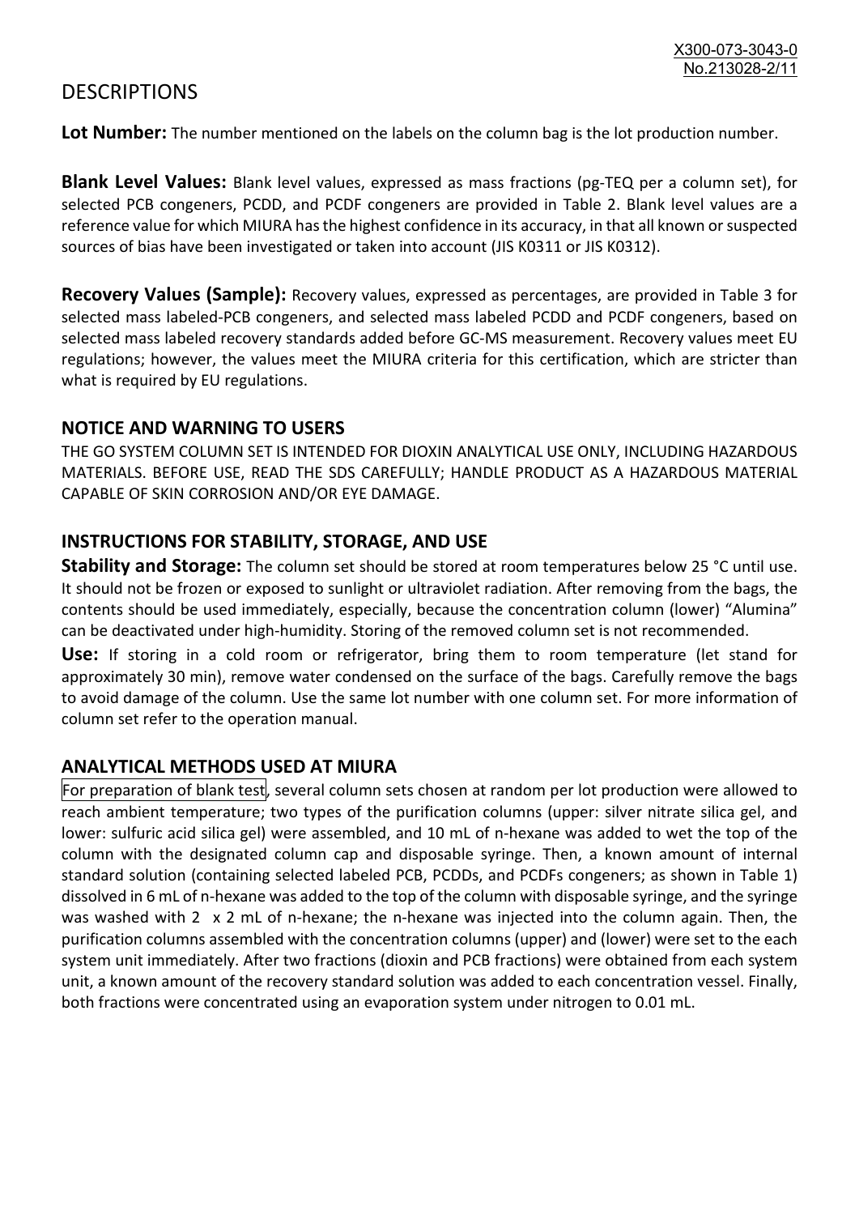# DESCRIPTIONS

**Lot Number:** The number mentioned on the labels on the column bag is the lot production number.

**Blank Level Values:** Blank level values, expressed as mass fractions (pg-TEQ per a column set), for selected PCB congeners, PCDD, and PCDF congeners are provided in Table 2. Blank level values are a reference value for which MIURA has the highest confidence in its accuracy, in that all known or suspected sources of bias have been investigated or taken into account (JIS K0311 or JIS K0312).

**Recovery Values (Sample):** Recovery values, expressed as percentages, are provided in Table 3 for selected mass labeled-PCB congeners, and selected mass labeled PCDD and PCDF congeners, based on selected mass labeled recovery standards added before GC-MS measurement. Recovery values meet EU regulations; however, the values meet the MIURA criteria for this certification, which are stricter than what is required by EU regulations.

## NOTICE AND WARNING TO USERS

THE GO SYSTEM COLUMN SET IS INTENDED FOR DIOXIN ANALYTICAL USE ONLY, INCLUDING HAZARDOUS MATERIALS. BEFORE USE, READ THE SDS CAREFULLY; HANDLE PRODUCT AS A HAZARDOUS MATERIAL CAPABLE OF SKIN CORROSION AND/OR EYE DAMAGE.

## INSTRUCTIONS FOR STABILITY, STORAGE, AND USE

**Stability and Storage:** The column set should be stored at room temperatures below 25 °C until use. It should not be frozen or exposed to sunlight or ultraviolet radiation. After removing from the bags, the contents should be used immediately, especially, because the concentration column (lower) "Alumina" can be deactivated under high-humidity. Storing of the removed column set is not recommended.

**Use:** If storing in a cold room or refrigerator, bring them to room temperature (let stand for approximately 30 min), remove water condensed on the surface of the bags. Carefully remove the bags to avoid damage of the column. Use the same lot number with one column set. For more information of column set refer to the operation manual.

## ANALYTICAL METHODS USED AT MIURA

For preparation of blank test, several column sets chosen at random per lot production were allowed to reach ambient temperature; two types of the purification columns (upper: silver nitrate silica gel, and lower: sulfuric acid silica gel) were assembled, and 10 mL of n-hexane was added to wet the top of the column with the designated column cap and disposable syringe. Then, a known amount of internal standard solution (containing selected labeled PCB, PCDDs, and PCDFs congeners; as shown in Table 1) dissolved in 6 mL of n-hexane was added to the top of the column with disposable syringe, and the syringe was washed with 2 x 2 mL of n-hexane; the n-hexane was injected into the column again. Then, the purification columns assembled with the concentration columns (upper) and (lower) were set to the each system unit immediately. After two fractions (dioxin and PCB fractions) were obtained from each system unit, a known amount of the recovery standard solution was added to each concentration vessel. Finally, both fractions were concentrated using an evaporation system under nitrogen to 0.01 mL.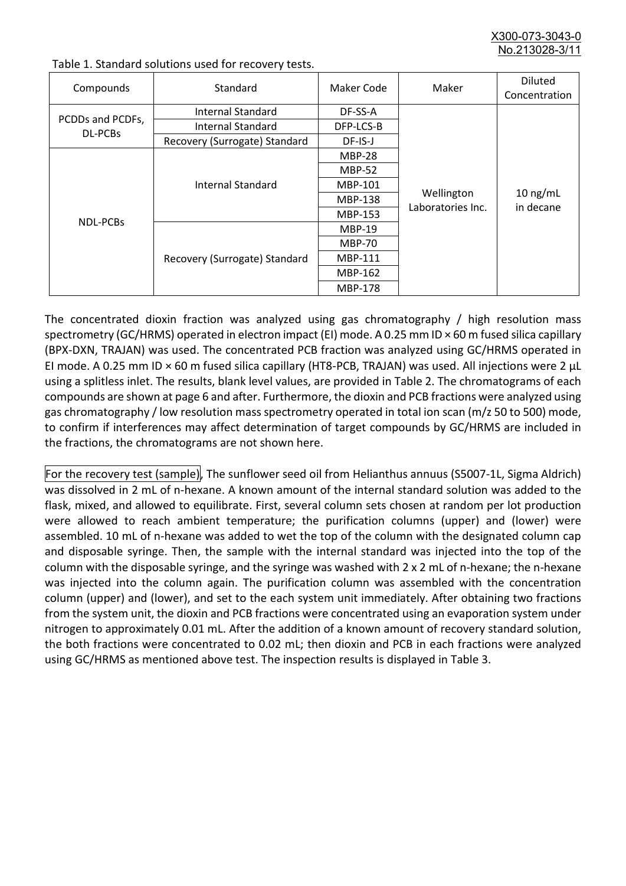Table 1. Standard solutions used for recovery tests.

| Compounds | Standard | Maker Code | Maker | Diluted Concentration |
|---|---|---|---|---|
| PCDDs and PCDFs, DL-PCBs | Internal Standard | DF-SS-A | Wellington Laboratories Inc. | 10 ng/mL in decane |
| | Internal Standard | DFP-LCS-B | | |
| | Recovery (Surrogate) Standard | DF-IS-J | | |
| NDL-PCBs | Internal Standard | MBP-28 | | |
| | | MBP-52 | | |
| | | MBP-101 | | |
| | | MBP-138 | | |
| | | MBP-153 | | |
| | Recovery (Surrogate) Standard | MBP-19 | | |
| | | MBP-70 | | |
| | | MBP-111 | | |
| | | MBP-162 | | |
| | | MBP-178 | | |

The concentrated dioxin fraction was analyzed using gas chromatography / high resolution mass spectrometry (GC/HRMS) operated in electron impact (EI) mode. A 0.25 mm ID × 60 m fused silica capillary (BPX-DXN, TRAJAN) was used. The concentrated PCB fraction was analyzed using GC/HRMS operated in EI mode. A 0.25 mm ID × 60 m fused silica capillary (HT8-PCB, TRAJAN) was used. All injections were 2 µL using a splitless inlet. The results, blank level values, are provided in Table 2. The chromatograms of each compounds are shown at page 6 and after. Furthermore, the dioxin and PCB fractions were analyzed using gas chromatography / low resolution mass spectrometry operated in total ion scan (m/z 50 to 500) mode, to confirm if interferences may affect determination of target compounds by GC/HRMS are included in the fractions, the chromatograms are not shown here.

For the recovery test (sample), The sunflower seed oil from Helianthus annuus (S5007-1L, Sigma Aldrich) was dissolved in 2 mL of n-hexane. A known amount of the internal standard solution was added to the flask, mixed, and allowed to equilibrate. First, several column sets chosen at random per lot production were allowed to reach ambient temperature; the purification columns (upper) and (lower) were assembled. 10 mL of n-hexane was added to wet the top of the column with the designated column cap and disposable syringe. Then, the sample with the internal standard was injected into the top of the column with the disposable syringe, and the syringe was washed with 2 x 2 mL of n-hexane; the n-hexane was injected into the column again. The purification column was assembled with the concentration column (upper) and (lower), and set to the each system unit immediately. After obtaining two fractions from the system unit, the dioxin and PCB fractions were concentrated using an evaporation system under nitrogen to approximately 0.01 mL. After the addition of a known amount of recovery standard solution, the both fractions were concentrated to 0.02 mL; then dioxin and PCB in each fractions were analyzed using GC/HRMS as mentioned above test. The inspection results is displayed in Table 3.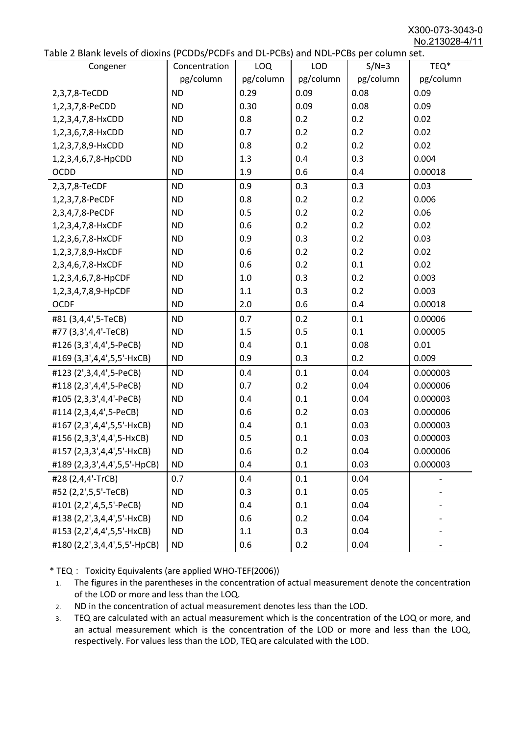Table 2 Blank levels of dioxins (PCDDs/PCDFs and DL-PCBs) and NDL-PCBs per column set.

| Congener | Concentration pg/column | LOQ pg/column | LOD pg/column | S/N=3 pg/column | TEQ* pg/column |
|---|---|---|---|---|---|
| 2,3,7,8-TeCDD | ND | 0.29 | 0.09 | 0.08 | 0.09 |
| 1,2,3,7,8-PeCDD | ND | 0.30 | 0.09 | 0.08 | 0.09 |
| 1,2,3,4,7,8-HxCDD | ND | 0.8 | 0.2 | 0.2 | 0.02 |
| 1,2,3,6,7,8-HxCDD | ND | 0.7 | 0.2 | 0.2 | 0.02 |
| 1,2,3,7,8,9-HxCDD | ND | 0.8 | 0.2 | 0.2 | 0.02 |
| 1,2,3,4,6,7,8-HpCDD | ND | 1.3 | 0.4 | 0.3 | 0.004 |
| OCDD | ND | 1.9 | 0.6 | 0.4 | 0.00018 |
| 2,3,7,8-TeCDF | ND | 0.9 | 0.3 | 0.3 | 0.03 |
| 1,2,3,7,8-PeCDF | ND | 0.8 | 0.2 | 0.2 | 0.006 |
| 2,3,4,7,8-PeCDF | ND | 0.5 | 0.2 | 0.2 | 0.06 |
| 1,2,3,4,7,8-HxCDF | ND | 0.6 | 0.2 | 0.2 | 0.02 |
| 1,2,3,6,7,8-HxCDF | ND | 0.9 | 0.3 | 0.2 | 0.03 |
| 1,2,3,7,8,9-HxCDF | ND | 0.6 | 0.2 | 0.2 | 0.02 |
| 2,3,4,6,7,8-HxCDF | ND | 0.6 | 0.2 | 0.1 | 0.02 |
| 1,2,3,4,6,7,8-HpCDF | ND | 1.0 | 0.3 | 0.2 | 0.003 |
| 1,2,3,4,7,8,9-HpCDF | ND | 1.1 | 0.3 | 0.2 | 0.003 |
| OCDF | ND | 2.0 | 0.6 | 0.4 | 0.00018 |
| #81 (3,4,4',5-TeCB) | ND | 0.7 | 0.2 | 0.1 | 0.00006 |
| #77 (3,3',4,4'-TeCB) | ND | 1.5 | 0.5 | 0.1 | 0.00005 |
| #126 (3,3',4,4',5-PeCB) | ND | 0.4 | 0.1 | 0.08 | 0.01 |
| #169 (3,3',4,4',5,5'-HxCB) | ND | 0.9 | 0.3 | 0.2 | 0.009 |
| #123 (2',3,4,4',5-PeCB) | ND | 0.4 | 0.1 | 0.04 | 0.000003 |
| #118 (2,3',4,4',5-PeCB) | ND | 0.7 | 0.2 | 0.04 | 0.000006 |
| #105 (2,3,3',4,4'-PeCB) | ND | 0.4 | 0.1 | 0.04 | 0.000003 |
| #114 (2,3,4,4',5-PeCB) | ND | 0.6 | 0.2 | 0.03 | 0.000006 |
| #167 (2,3',4,4',5,5'-HxCB) | ND | 0.4 | 0.1 | 0.03 | 0.000003 |
| #156 (2,3,3',4,4',5-HxCB) | ND | 0.5 | 0.1 | 0.03 | 0.000003 |
| #157 (2,3,3',4,4',5'-HxCB) | ND | 0.6 | 0.2 | 0.04 | 0.000006 |
| #189 (2,3,3',4,4',5,5'-HpCB) | ND | 0.4 | 0.1 | 0.03 | 0.000003 |
| #28 (2,4,4'-TrCB) | 0.7 | 0.4 | 0.1 | 0.04 | - |
| #52 (2,2',5,5'-TeCB) | ND | 0.3 | 0.1 | 0.05 | - |
| #101 (2,2',4,5,5'-PeCB) | ND | 0.4 | 0.1 | 0.04 | - |
| #138 (2,2',3,4,4',5'-HxCB) | ND | 0.6 | 0.2 | 0.04 | - |
| #153 (2,2',4,4',5,5'-HxCB) | ND | 1.1 | 0.3 | 0.04 | - |
| #180 (2,2',3,4,4',5,5'-HpCB) | ND | 0.6 | 0.2 | 0.04 | - |

\* TEQ： Toxicity Equivalents (are applied WHO-TEF(2006))

1. The figures in the parentheses in the concentration of actual measurement denote the concentration of the LOD or more and less than the LOQ.
2. ND in the concentration of actual measurement denotes less than the LOD.
3. TEQ are calculated with an actual measurement which is the concentration of the LOQ or more, and an actual measurement which is the concentration of the LOD or more and less than the LOQ, respectively. For values less than the LOD, TEQ are calculated with the LOD.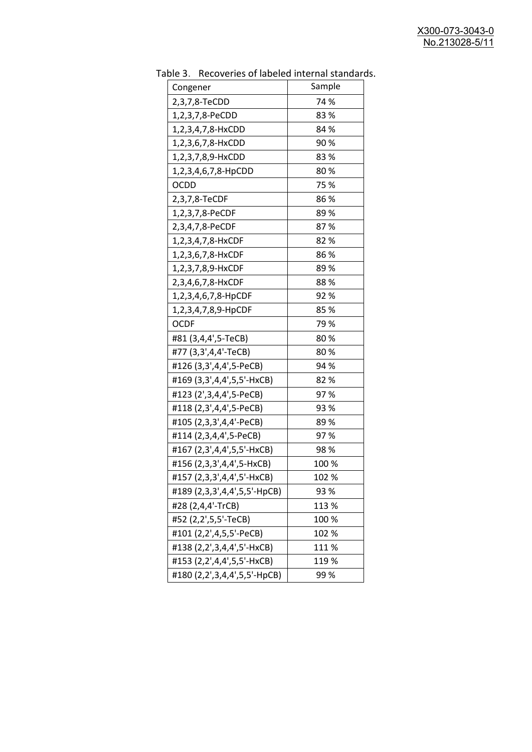Table 3. Recoveries of labeled internal standards.

| Congener | Sample |
|---|---|
| 2,3,7,8-TeCDD | 74 % |
| 1,2,3,7,8-PeCDD | 83 % |
| 1,2,3,4,7,8-HxCDD | 84 % |
| 1,2,3,6,7,8-HxCDD | 90 % |
| 1,2,3,7,8,9-HxCDD | 83 % |
| 1,2,3,4,6,7,8-HpCDD | 80 % |
| OCDD | 75 % |
| 2,3,7,8-TeCDF | 86 % |
| 1,2,3,7,8-PeCDF | 89 % |
| 2,3,4,7,8-PeCDF | 87 % |
| 1,2,3,4,7,8-HxCDF | 82 % |
| 1,2,3,6,7,8-HxCDF | 86 % |
| 1,2,3,7,8,9-HxCDF | 89 % |
| 2,3,4,6,7,8-HxCDF | 88 % |
| 1,2,3,4,6,7,8-HpCDF | 92 % |
| 1,2,3,4,7,8,9-HpCDF | 85 % |
| OCDF | 79 % |
| #81 (3,4,4',5-TeCB) | 80 % |
| #77 (3,3',4,4'-TeCB) | 80 % |
| #126 (3,3',4,4',5-PeCB) | 94 % |
| #169 (3,3',4,4',5,5'-HxCB) | 82 % |
| #123 (2',3,4,4',5-PeCB) | 97 % |
| #118 (2,3',4,4',5-PeCB) | 93 % |
| #105 (2,3,3',4,4'-PeCB) | 89 % |
| #114 (2,3,4,4',5-PeCB) | 97 % |
| #167 (2,3',4,4',5,5'-HxCB) | 98 % |
| #156 (2,3,3',4,4',5-HxCB) | 100 % |
| #157 (2,3,3',4,4',5'-HxCB) | 102 % |
| #189 (2,3,3',4,4',5,5'-HpCB) | 93 % |
| #28 (2,4,4'-TrCB) | 113 % |
| #52 (2,2',5,5'-TeCB) | 100 % |
| #101 (2,2',4,5,5'-PeCB) | 102 % |
| #138 (2,2',3,4,4',5'-HxCB) | 111 % |
| #153 (2,2',4,4',5,5'-HxCB) | 119 % |
| #180 (2,2',3,4,4',5,5'-HpCB) | 99 % |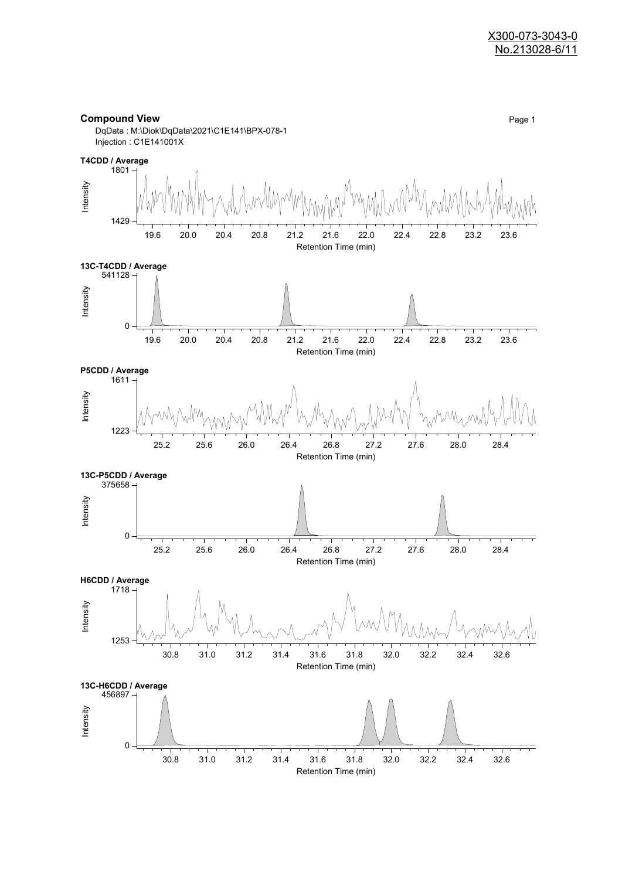X300-073-3043-0
No.213028-6/11

**Compound View**

DqData : M:\Diok\DqData\2021\C1E141\BPX-078-1
Injection : C1E141001X

**T4CDD / Average**

Intensity: 1429 – 1801
Retention Time (min): 19.6, 20.0, 20.4, 20.8, 21.2, 21.6, 22.0, 22.4, 22.8, 23.2, 23.6

**13C-T4CDD / Average**

Intensity: 0 – 541128
Retention Time (min): 19.6, 20.0, 20.4, 20.8, 21.2, 21.6, 22.0, 22.4, 22.8, 23.2, 23.6

**P5CDD / Average**

Intensity: 1223 – 1611
Retention Time (min): 25.2, 25.6, 26.0, 26.4, 26.8, 27.2, 27.6, 28.0, 28.4

**13C-P5CDD / Average**

Intensity: 0 – 375658
Retention Time (min): 25.2, 25.6, 26.0, 26.4, 26.8, 27.2, 27.6, 28.0, 28.4

**H6CDD / Average**

Intensity: 1253 – 1718
Retention Time (min): 30.8, 31.0, 31.2, 31.4, 31.6, 31.8, 32.0, 32.2, 32.4, 32.6

**13C-H6CDD / Average**

Intensity: 0 – 456897
Retention Time (min): 30.8, 31.0, 31.2, 31.4, 31.6, 31.8, 32.0, 32.2, 32.4, 32.6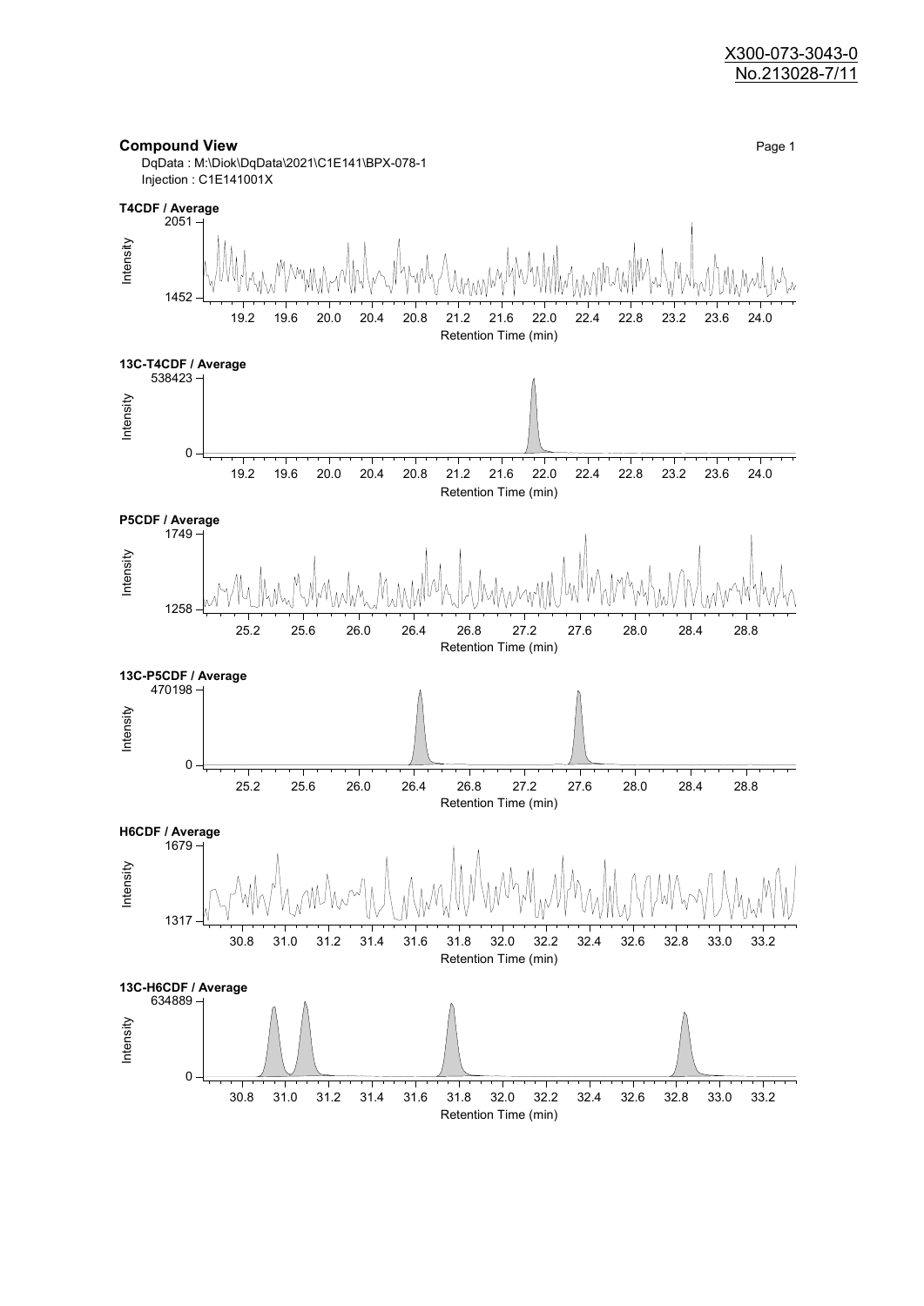X300-073-3043-0
No.213028-7/11

## Compound View

DqData : M:\Diok\DqData\2021\C1E141\BPX-078-1
Injection : C1E141001X

**T4CDF / Average**

Intensity: 1452 – 2051
Retention Time (min): 19.2, 19.6, 20.0, 20.4, 20.8, 21.2, 21.6, 22.0, 22.4, 22.8, 23.2, 23.6, 24.0

**13C-T4CDF / Average**

Intensity: 0 – 538423
Retention Time (min): 19.2, 19.6, 20.0, 20.4, 20.8, 21.2, 21.6, 22.0, 22.4, 22.8, 23.2, 23.6, 24.0

**P5CDF / Average**

Intensity: 1258 – 1749
Retention Time (min): 25.2, 25.6, 26.0, 26.4, 26.8, 27.2, 27.6, 28.0, 28.4, 28.8

**13C-P5CDF / Average**

Intensity: 0 – 470198
Retention Time (min): 25.2, 25.6, 26.0, 26.4, 26.8, 27.2, 27.6, 28.0, 28.4, 28.8

**H6CDF / Average**

Intensity: 1317 – 1679
Retention Time (min): 30.8, 31.0, 31.2, 31.4, 31.6, 31.8, 32.0, 32.2, 32.4, 32.6, 32.8, 33.0, 33.2

**13C-H6CDF / Average**

Intensity: 0 – 634889
Retention Time (min): 30.8, 31.0, 31.2, 31.4, 31.6, 31.8, 32.0, 32.2, 32.4, 32.6, 32.8, 33.0, 33.2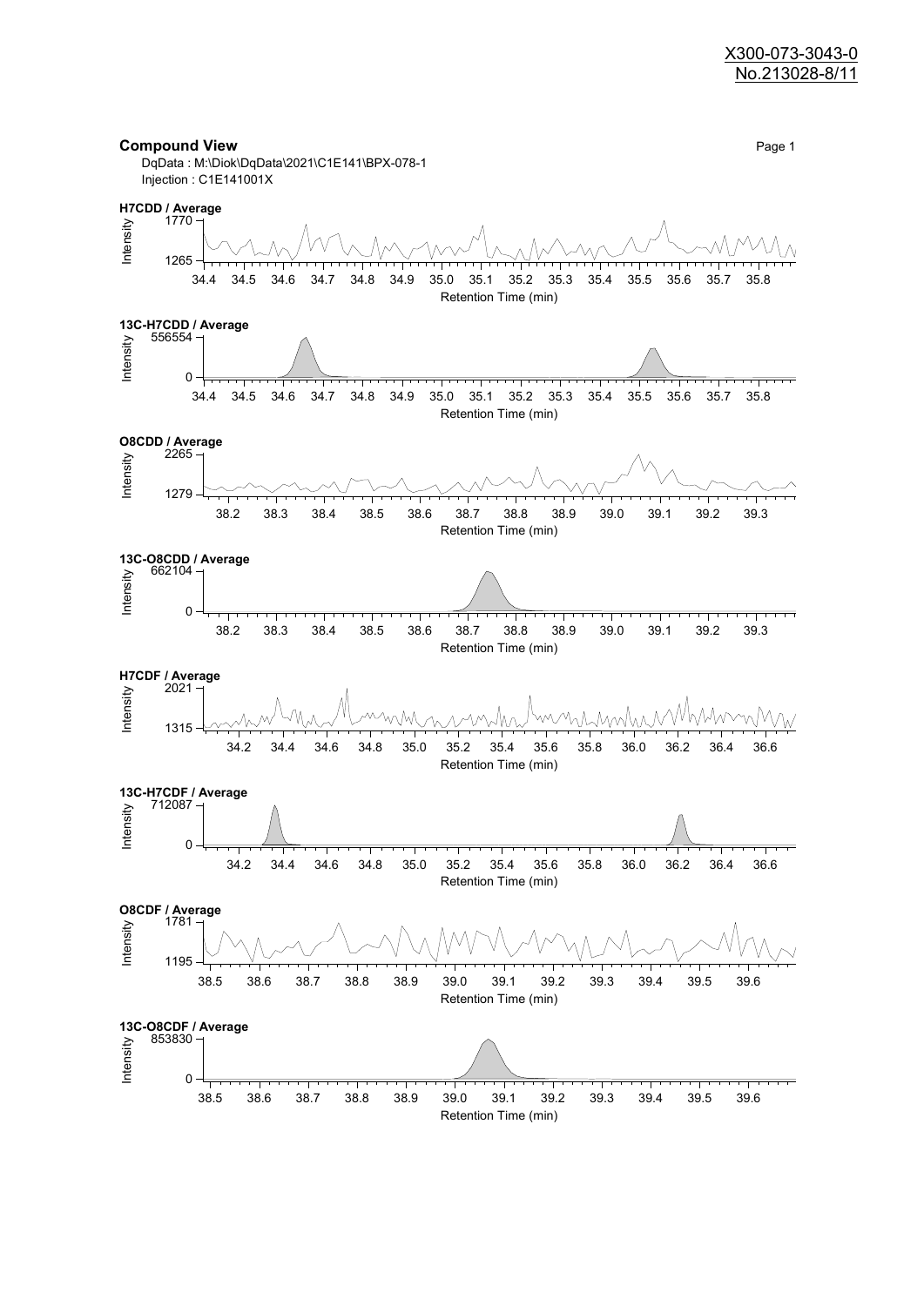X300-073-3043-0
No.213028-8/11

**Compound View**

Page 1

DqData : M:\Diok\DqData\2021\C1E141\BPX-078-1
Injection : C1E141001X

**H7CDD / Average**

Intensity: 1265 – 1770
Retention Time (min): 34.4 – 35.8

**13C-H7CDD / Average**

Intensity: 0 – 556554
Retention Time (min): 34.4 – 35.8

**O8CDD / Average**

Intensity: 1279 – 2265
Retention Time (min): 38.2 – 39.3

**13C-O8CDD / Average**

Intensity: 0 – 662104
Retention Time (min): 38.2 – 39.3

**H7CDF / Average**

Intensity: 1315 – 2021
Retention Time (min): 34.2 – 36.6

**13C-H7CDF / Average**

Intensity: 0 – 712087
Retention Time (min): 34.2 – 36.6

**O8CDF / Average**

Intensity: 1195 – 1781
Retention Time (min): 38.5 – 39.6

**13C-O8CDF / Average**

Intensity: 0 – 853830
Retention Time (min): 38.5 – 39.6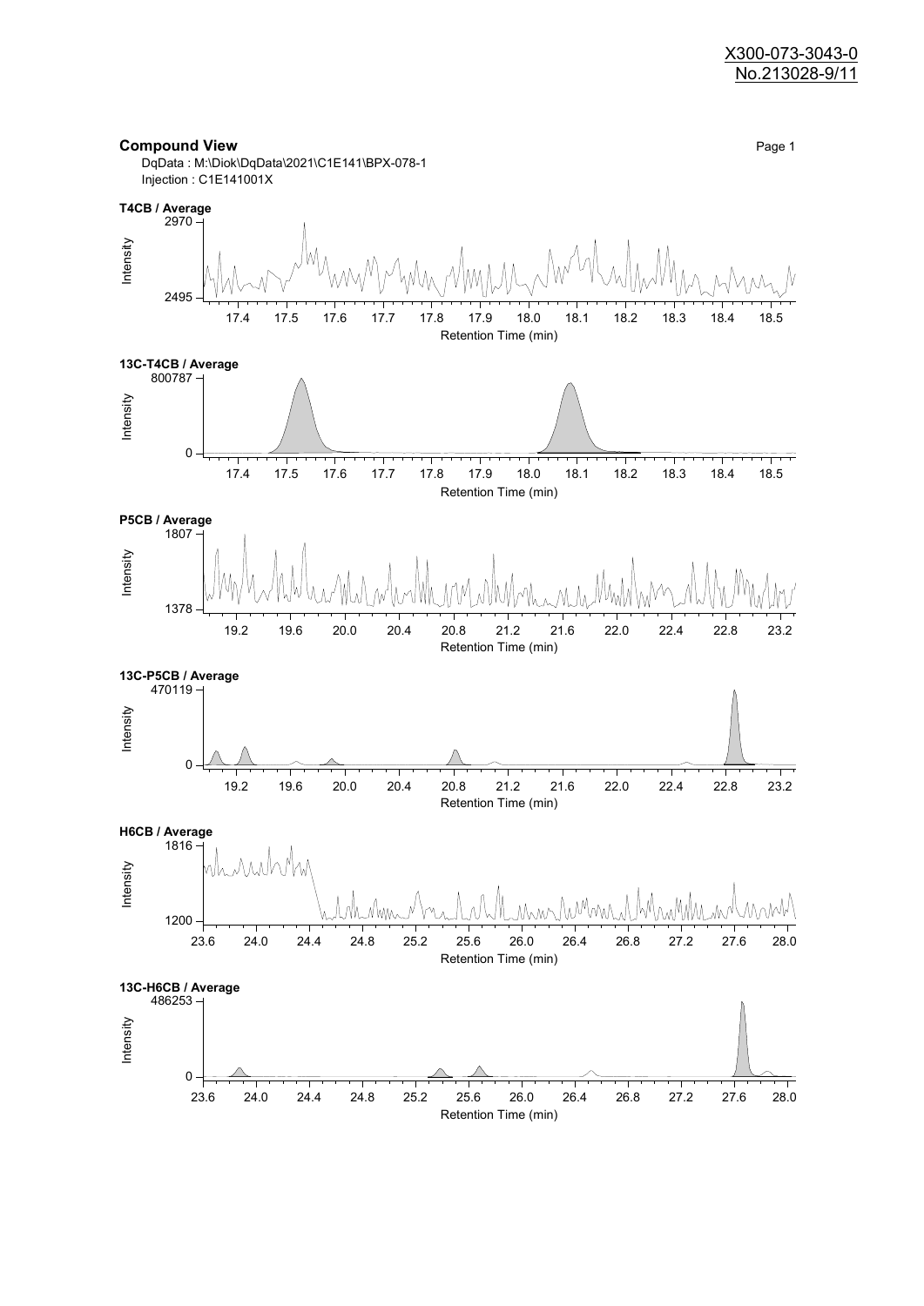X300-073-3043-0
No.213028-9/11

## Compound View

DqData : M:\Diok\DqData\2021\C1E141\BPX-078-1
Injection : C1E141001X

**T4CB / Average**

Intensity: 2495 – 2970

Retention Time (min): 17.4, 17.5, 17.6, 17.7, 17.8, 17.9, 18.0, 18.1, 18.2, 18.3, 18.4, 18.5

**13C-T4CB / Average**

Intensity: 0 – 800787

Retention Time (min): 17.4, 17.5, 17.6, 17.7, 17.8, 17.9, 18.0, 18.1, 18.2, 18.3, 18.4, 18.5

**P5CB / Average**

Intensity: 1378 – 1807

Retention Time (min): 19.2, 19.6, 20.0, 20.4, 20.8, 21.2, 21.6, 22.0, 22.4, 22.8, 23.2

**13C-P5CB / Average**

Intensity: 0 – 470119

Retention Time (min): 19.2, 19.6, 20.0, 20.4, 20.8, 21.2, 21.6, 22.0, 22.4, 22.8, 23.2

**H6CB / Average**

Intensity: 1200 – 1816

Retention Time (min): 23.6, 24.0, 24.4, 24.8, 25.2, 25.6, 26.0, 26.4, 26.8, 27.2, 27.6, 28.0

**13C-H6CB / Average**

Intensity: 0 – 486253

Retention Time (min): 23.6, 24.0, 24.4, 24.8, 25.2, 25.6, 26.0, 26.4, 26.8, 27.2, 27.6, 28.0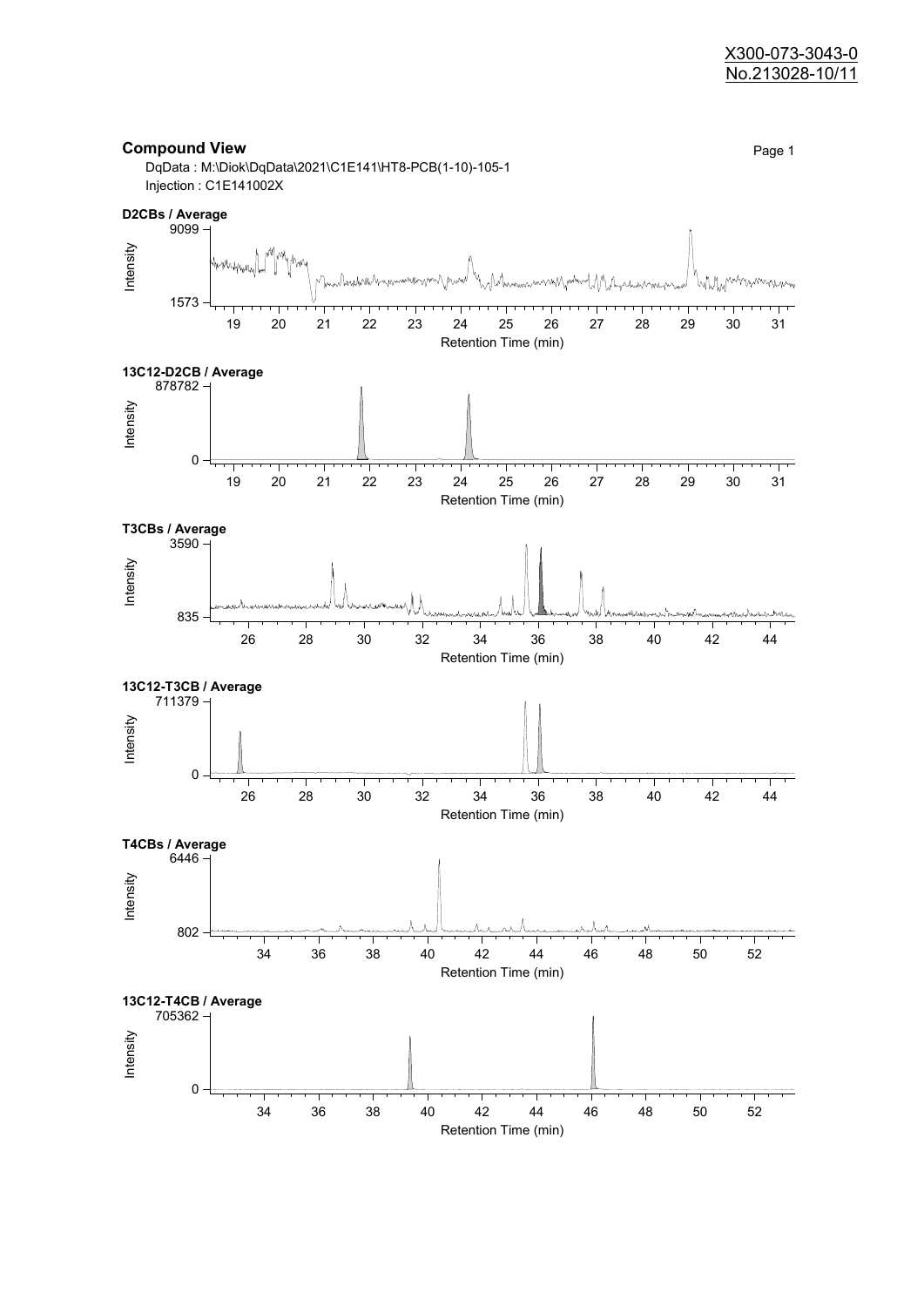X300-073-3043-0
No.213028-10/11

## Compound View

DqData : M:\Diok\DqData\2021\C1E141\HT8-PCB(1-10)-105-1
Injection : C1E141002X

**D2CBs / Average**

Intensity: 1573 – 9099; Retention Time (min): 19 – 31

**13C12-D2CB / Average**

Intensity: 0 – 878782; Retention Time (min): 19 – 31

**T3CBs / Average**

Intensity: 835 – 3590; Retention Time (min): 26 – 44

**13C12-T3CB / Average**

Intensity: 0 – 711379; Retention Time (min): 26 – 44

**T4CBs / Average**

Intensity: 802 – 6446; Retention Time (min): 34 – 52

**13C12-T4CB / Average**

Intensity: 0 – 705362; Retention Time (min): 34 – 52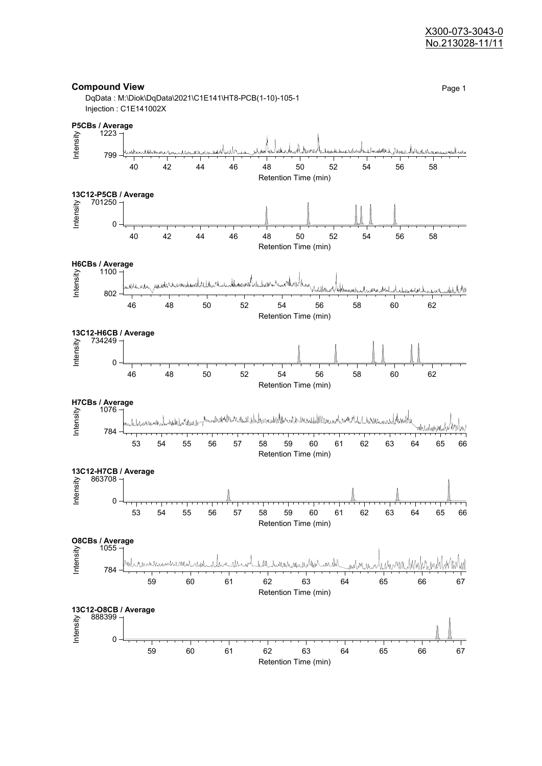X300-073-3043-0
No.213028-11/11

**Compound View**

DqData : M:\Diok\DqData\2021\C1E141\HT8-PCB(1-10)-105-1
Injection : C1E141002X

**P5CBs / Average**

Intensity
1223
799
40 42 44 46 48 50 52 54 56 58
Retention Time (min)

**13C12-P5CB / Average**

Intensity
701250
0
40 42 44 46 48 50 52 54 56 58
Retention Time (min)

**H6CBs / Average**

Intensity
1100
802
46 48 50 52 54 56 58 60 62
Retention Time (min)

**13C12-H6CB / Average**

Intensity
734249
0
46 48 50 52 54 56 58 60 62
Retention Time (min)

**H7CBs / Average**

Intensity
1076
784
53 54 55 56 57 58 59 60 61 62 63 64 65 66
Retention Time (min)

**13C12-H7CB / Average**

Intensity
863708
0
53 54 55 56 57 58 59 60 61 62 63 64 65 66
Retention Time (min)

**O8CBs / Average**

Intensity
1055
784
59 60 61 62 63 64 65 66 67
Retention Time (min)

**13C12-O8CB / Average**

Intensity
888399
0
59 60 61 62 63 64 65 66 67
Retention Time (min)